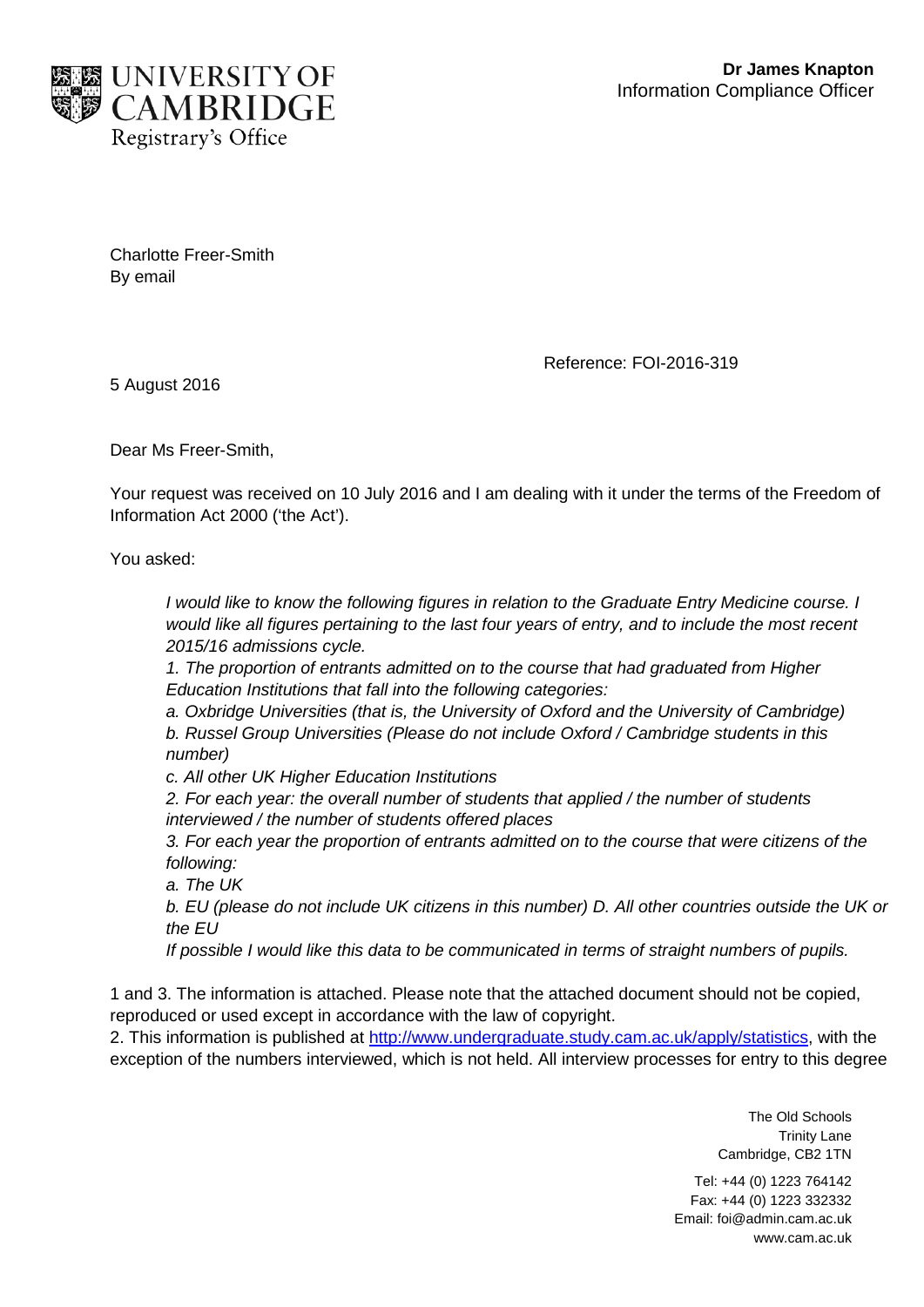UNIVERSITY OF CAMBRIDGE
Registrary's Office

**Dr James Knapton**
Information Compliance Officer

Charlotte Freer-Smith
By email

Reference: FOI-2016-319

5 August 2016

Dear Ms Freer-Smith,

Your request was received on 10 July 2016 and I am dealing with it under the terms of the Freedom of Information Act 2000 ('the Act').

You asked:

> *I would like to know the following figures in relation to the Graduate Entry Medicine course. I would like all figures pertaining to the last four years of entry, and to include the most recent 2015/16 admissions cycle.*
> *1. The proportion of entrants admitted on to the course that had graduated from Higher Education Institutions that fall into the following categories:*
> *a. Oxbridge Universities (that is, the University of Oxford and the University of Cambridge)*
> *b. Russel Group Universities (Please do not include Oxford / Cambridge students in this number)*
> *c. All other UK Higher Education Institutions*
> *2. For each year: the overall number of students that applied / the number of students interviewed / the number of students offered places*
> *3. For each year the proportion of entrants admitted on to the course that were citizens of the following:*
> *a. The UK*
> *b. EU (please do not include UK citizens in this number) D. All other countries outside the UK or the EU*
> *If possible I would like this data to be communicated in terms of straight numbers of pupils.*

1 and 3. The information is attached. Please note that the attached document should not be copied, reproduced or used except in accordance with the law of copyright.
2. This information is published at http://www.undergraduate.study.cam.ac.uk/apply/statistics, with the exception of the numbers interviewed, which is not held. All interview processes for entry to this degree

The Old Schools
Trinity Lane
Cambridge, CB2 1TN

Tel: +44 (0) 1223 764142
Fax: +44 (0) 1223 332332
Email: foi@admin.cam.ac.uk
www.cam.ac.uk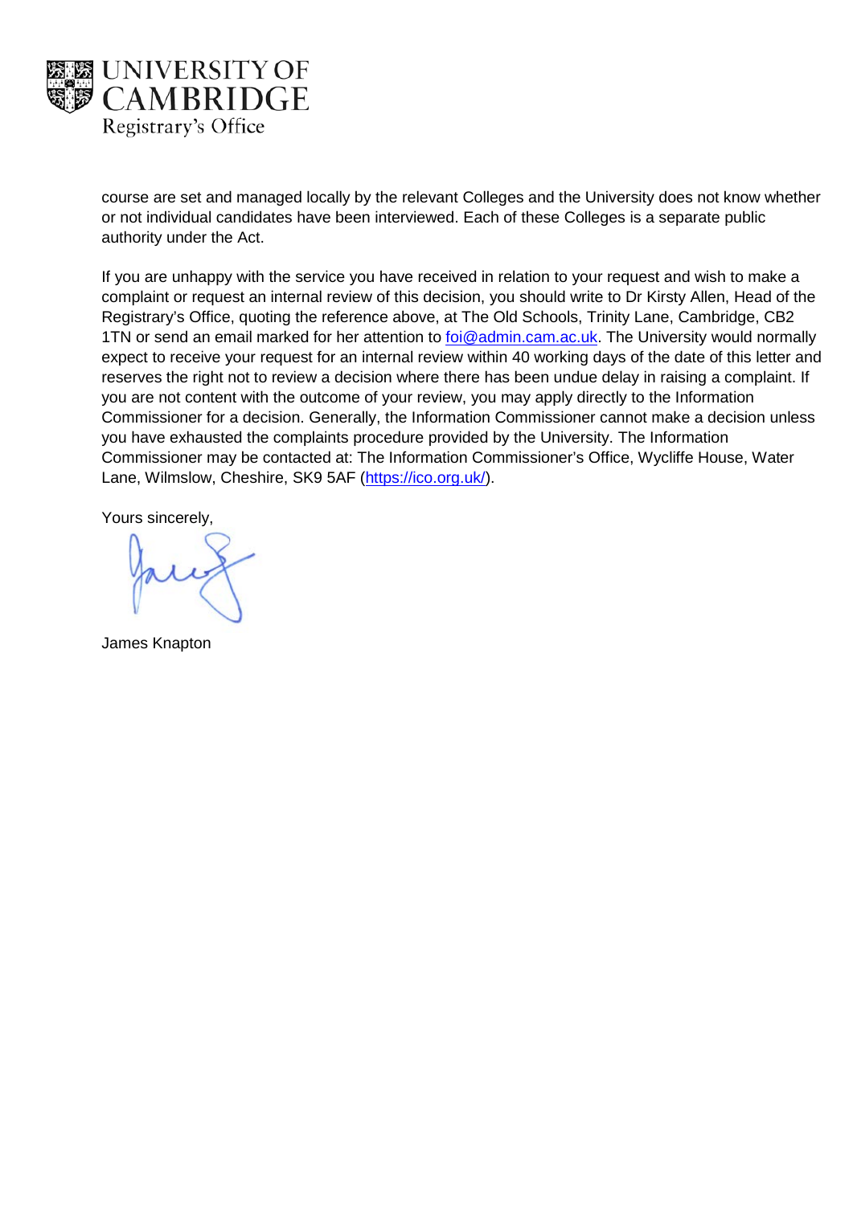course are set and managed locally by the relevant Colleges and the University does not know whether or not individual candidates have been interviewed. Each of these Colleges is a separate public authority under the Act.

If you are unhappy with the service you have received in relation to your request and wish to make a complaint or request an internal review of this decision, you should write to Dr Kirsty Allen, Head of the Registrary's Office, quoting the reference above, at The Old Schools, Trinity Lane, Cambridge, CB2 1TN or send an email marked for her attention to foi@admin.cam.ac.uk. The University would normally expect to receive your request for an internal review within 40 working days of the date of this letter and reserves the right not to review a decision where there has been undue delay in raising a complaint. If you are not content with the outcome of your review, you may apply directly to the Information Commissioner for a decision. Generally, the Information Commissioner cannot make a decision unless you have exhausted the complaints procedure provided by the University. The Information Commissioner may be contacted at: The Information Commissioner's Office, Wycliffe House, Water Lane, Wilmslow, Cheshire, SK9 5AF (https://ico.org.uk/).

Yours sincerely,

James Knapton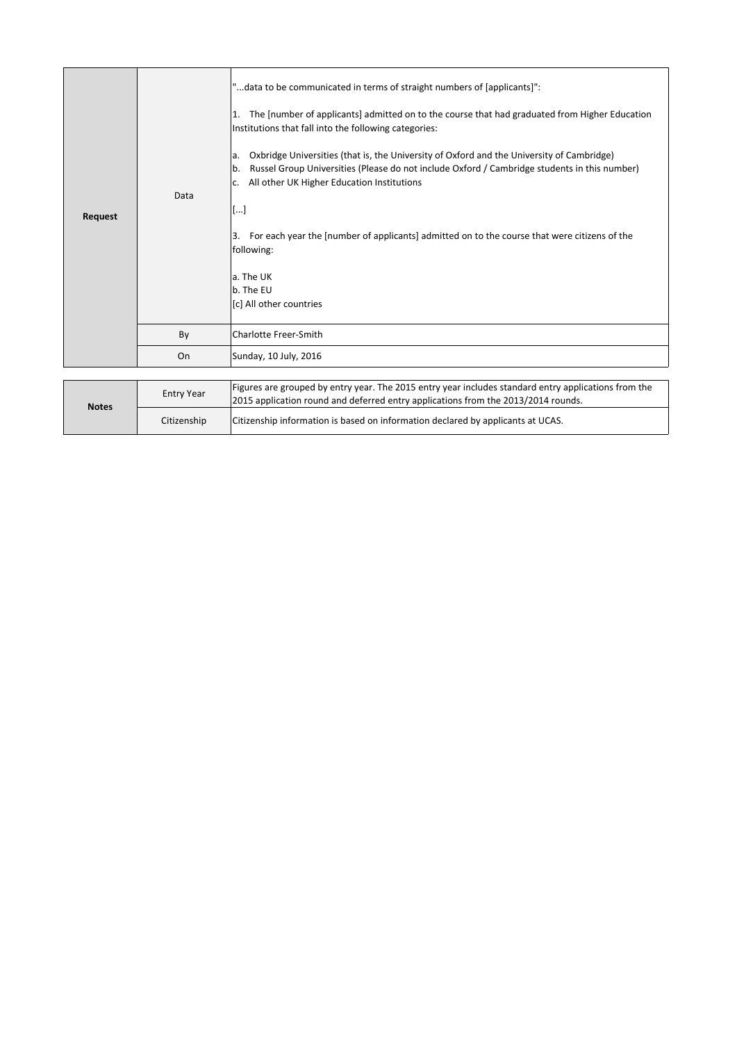| Request | | |
| --- | --- | --- |
| **Request** | Data | "...data to be communicated in terms of straight numbers of [applicants]":<br><br>1. The [number of applicants] admitted on to the course that had graduated from Higher Education Institutions that fall into the following categories:<br><br>a. Oxbridge Universities (that is, the University of Oxford and the University of Cambridge)<br>b. Russel Group Universities (Please do not include Oxford / Cambridge students in this number)<br>c. All other UK Higher Education Institutions<br><br>[...]<br><br>3. For each year the [number of applicants] admitted on to the course that were citizens of the following:<br><br>a. The UK<br>b. The EU<br>[c] All other countries |
| | By | Charlotte Freer-Smith |
| | On | Sunday, 10 July, 2016 |

| Notes | | |
| --- | --- | --- |
| **Notes** | Entry Year | Figures are grouped by entry year. The 2015 entry year includes standard entry applications from the 2015 application round and deferred entry applications from the 2013/2014 rounds. |
| | Citizenship | Citizenship information is based on information declared by applicants at UCAS. |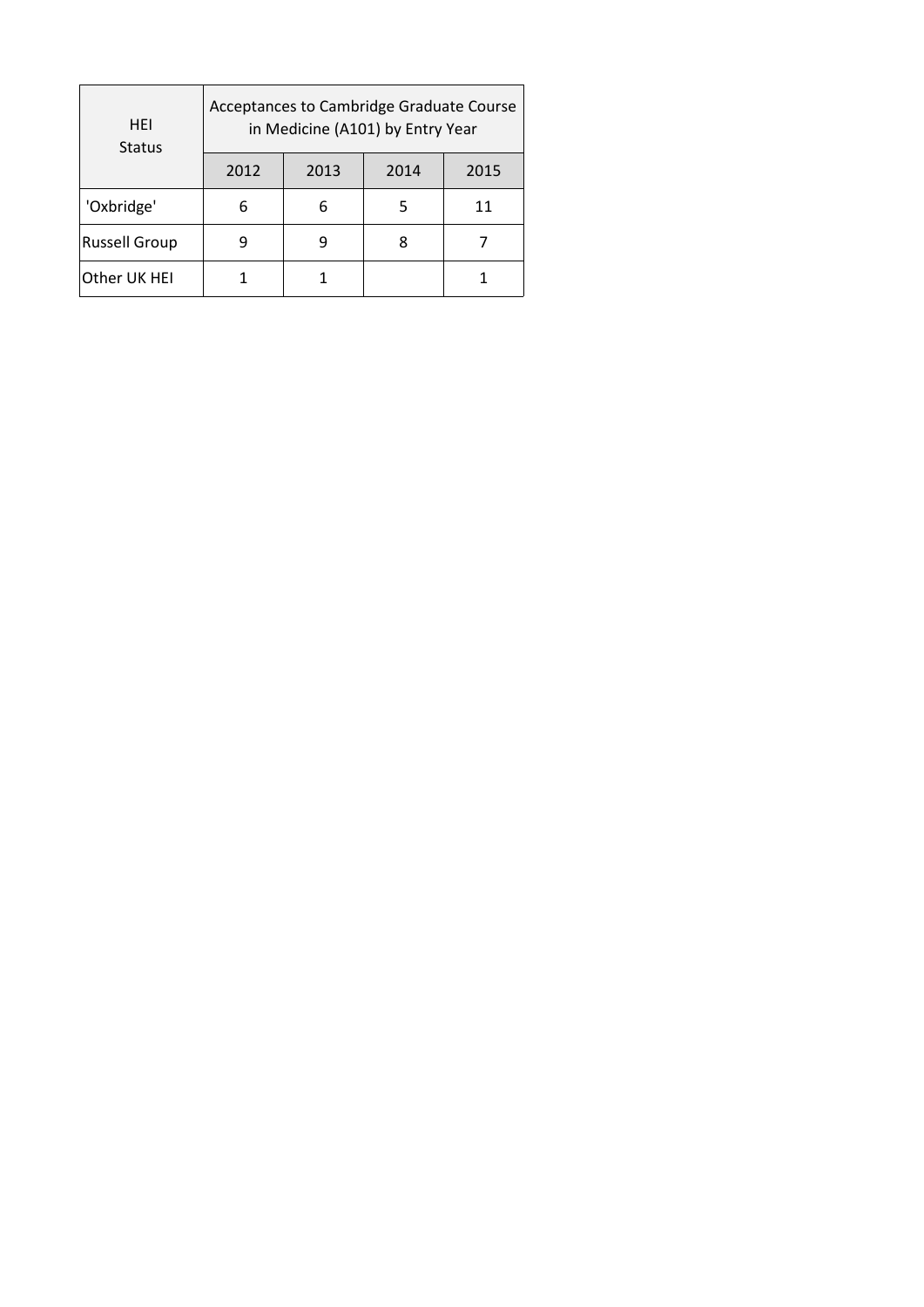| HEI Status | Acceptances to Cambridge Graduate Course in Medicine (A101) by Entry Year | | | |
|---|---|---|---|---|
| | 2012 | 2013 | 2014 | 2015 |
| 'Oxbridge' | 6 | 6 | 5 | 11 |
| Russell Group | 9 | 9 | 8 | 7 |
| Other UK HEI | 1 | 1 | | 1 |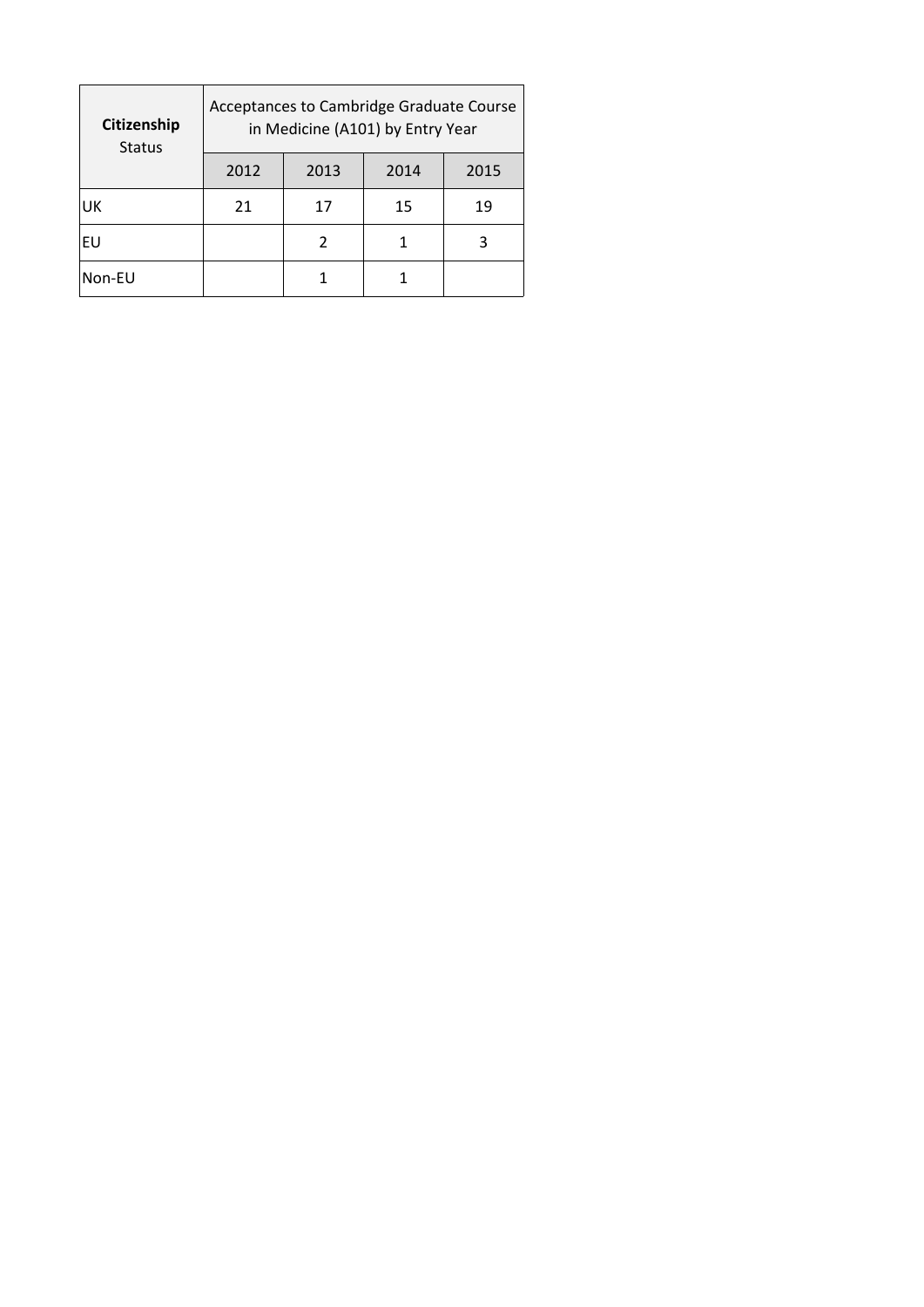| **Citizenship** Status | Acceptances to Cambridge Graduate Course in Medicine (A101) by Entry Year | | | |
|---|---|---|---|---|
| | 2012 | 2013 | 2014 | 2015 |
| UK | 21 | 17 | 15 | 19 |
| EU | | 2 | 1 | 3 |
| Non-EU | | 1 | 1 | |